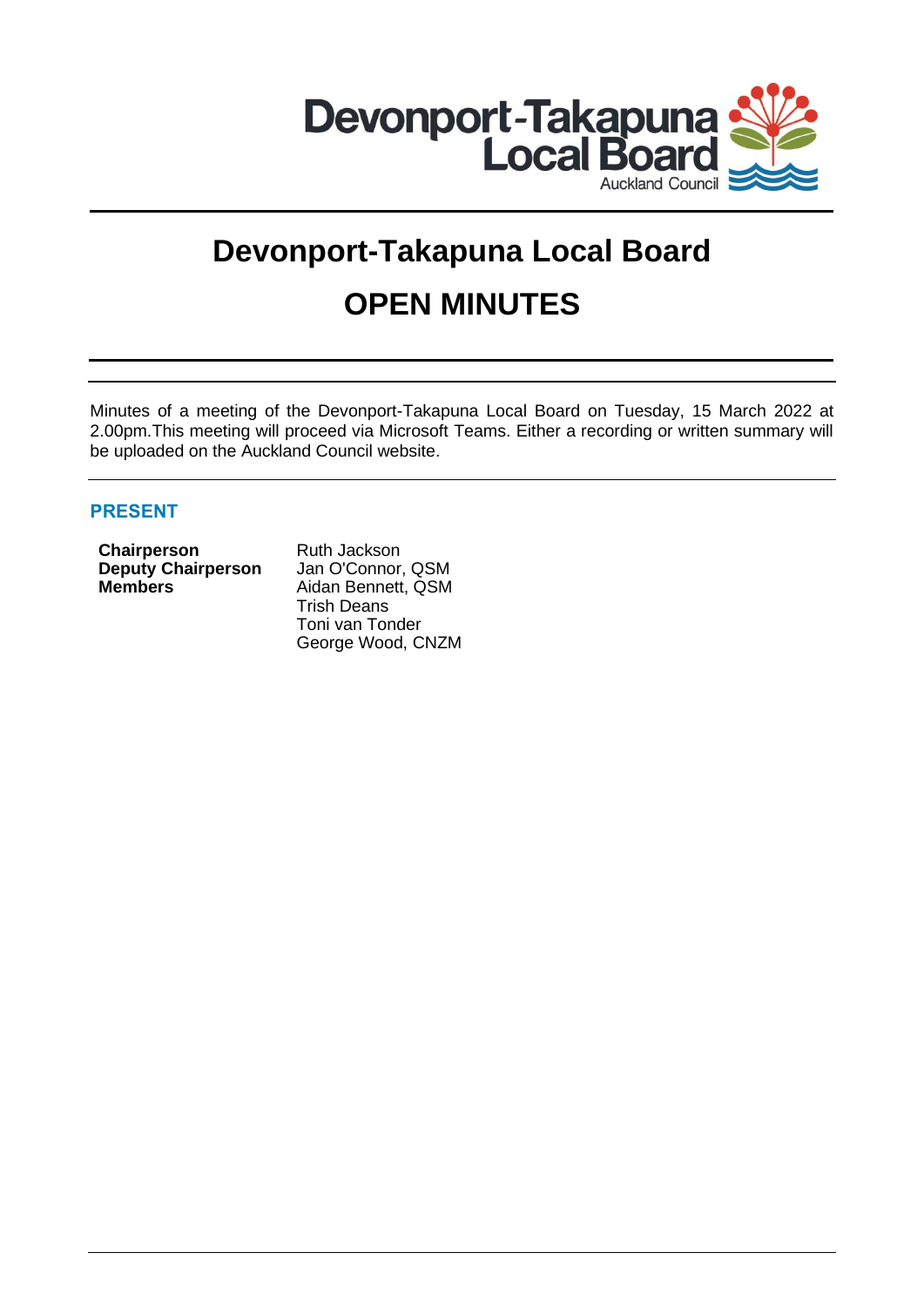# Devonport-Takapuna Local Board

# OPEN MINUTES

Minutes of a meeting of the Devonport-Takapuna Local Board on Tuesday, 15 March 2022 at 2.00pm.This meeting will proceed via Microsoft Teams. Either a recording or written summary will be uploaded on the Auckland Council website.

## PRESENT

| | |
|---|---|
| **Chairperson** | Ruth Jackson |
| **Deputy Chairperson** | Jan O'Connor, QSM |
| **Members** | Aidan Bennett, QSM |
| | Trish Deans |
| | Toni van Tonder |
| | George Wood, CNZM |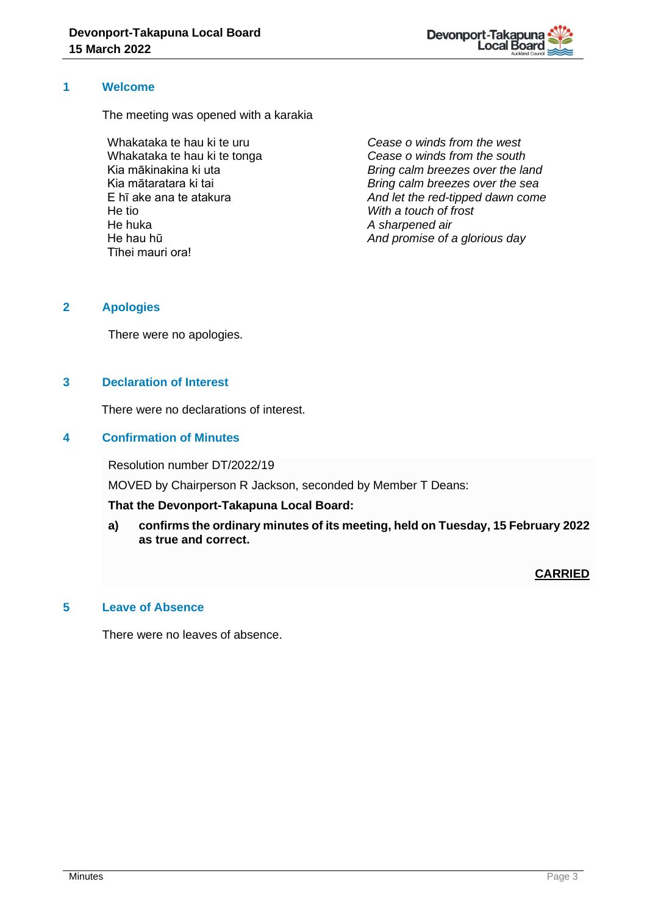## 1 Welcome

The meeting was opened with a karakia

| | |
|---|---|
| Whakataka te hau ki te uru | *Cease o winds from the west* |
| Whakataka te hau ki te tonga | *Cease o winds from the south* |
| Kia mākinakina ki uta | *Bring calm breezes over the land* |
| Kia mātaratara ki tai | *Bring calm breezes over the sea* |
| E hī ake ana te atakura | *And let the red-tipped dawn come* |
| He tio | *With a touch of frost* |
| He huka | *A sharpened air* |
| He hau hū | *And promise of a glorious day* |
| Tīhei mauri ora! | |

## 2 Apologies

There were no apologies.

## 3 Declaration of Interest

There were no declarations of interest.

## 4 Confirmation of Minutes

Resolution number DT/2022/19

MOVED by Chairperson R Jackson, seconded by Member T Deans:

**That the Devonport-Takapuna Local Board:**

**a) confirms the ordinary minutes of its meeting, held on Tuesday, 15 February 2022 as true and correct.**

**CARRIED**

## 5 Leave of Absence

There were no leaves of absence.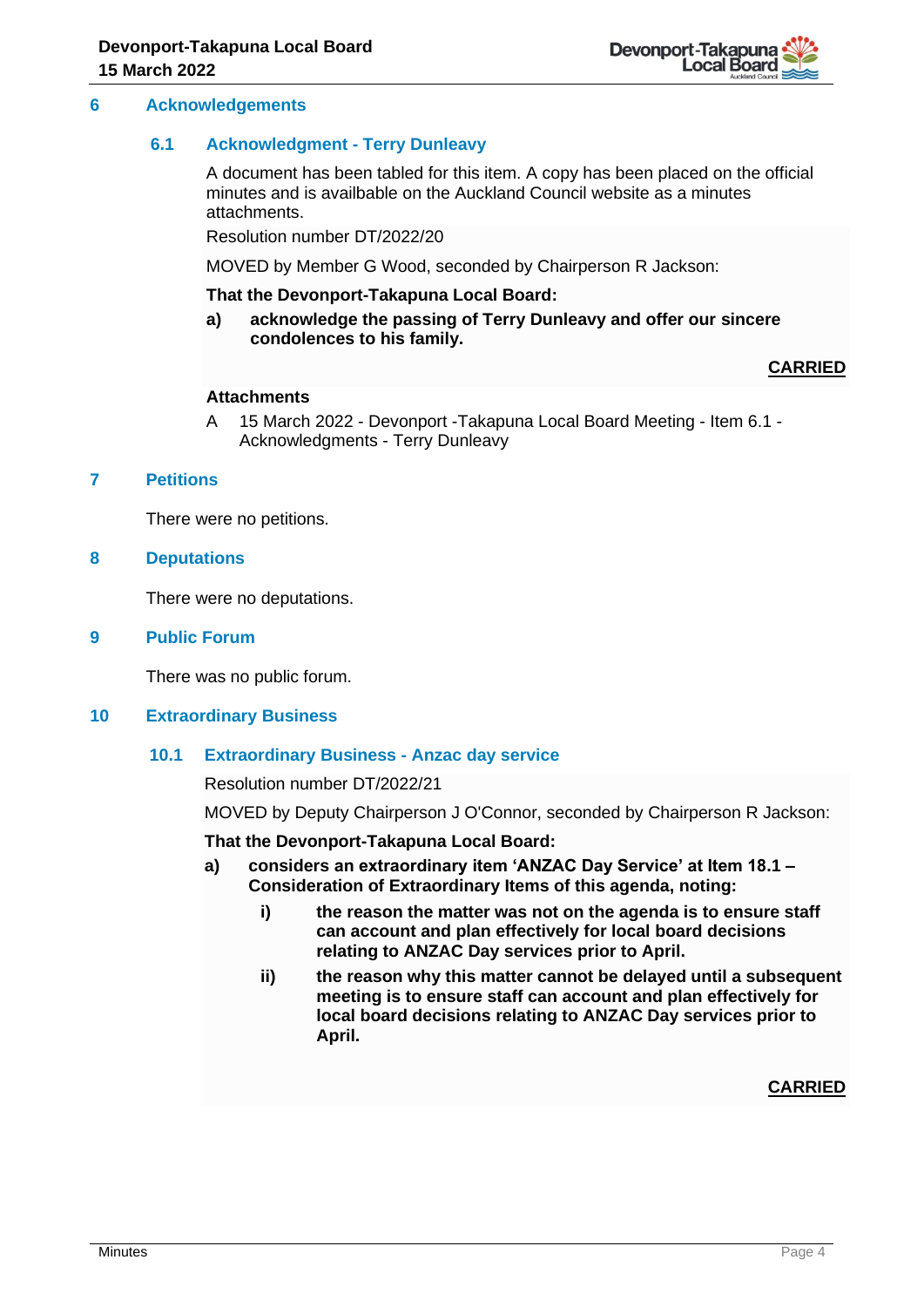## 6 Acknowledgements

### 6.1 Acknowledgment - Terry Dunleavy

A document has been tabled for this item. A copy has been placed on the official minutes and is availbable on the Auckland Council website as a minutes attachments.

Resolution number DT/2022/20

MOVED by Member G Wood, seconded by Chairperson R Jackson:

**That the Devonport-Takapuna Local Board:**

**a) acknowledge the passing of Terry Dunleavy and offer our sincere condolences to his family.**

**CARRIED**

**Attachments**

A 15 March 2022 - Devonport -Takapuna Local Board Meeting - Item 6.1 - Acknowledgments - Terry Dunleavy

## 7 Petitions

There were no petitions.

## 8 Deputations

There were no deputations.

## 9 Public Forum

There was no public forum.

## 10 Extraordinary Business

### 10.1 Extraordinary Business - Anzac day service

Resolution number DT/2022/21

MOVED by Deputy Chairperson J O'Connor, seconded by Chairperson R Jackson:

**That the Devonport-Takapuna Local Board:**

**a) considers an extraordinary item 'ANZAC Day Service' at Item 18.1 – Consideration of Extraordinary Items of this agenda, noting:**

**i) the reason the matter was not on the agenda is to ensure staff can account and plan effectively for local board decisions relating to ANZAC Day services prior to April.**

**ii) the reason why this matter cannot be delayed until a subsequent meeting is to ensure staff can account and plan effectively for local board decisions relating to ANZAC Day services prior to April.**

**CARRIED**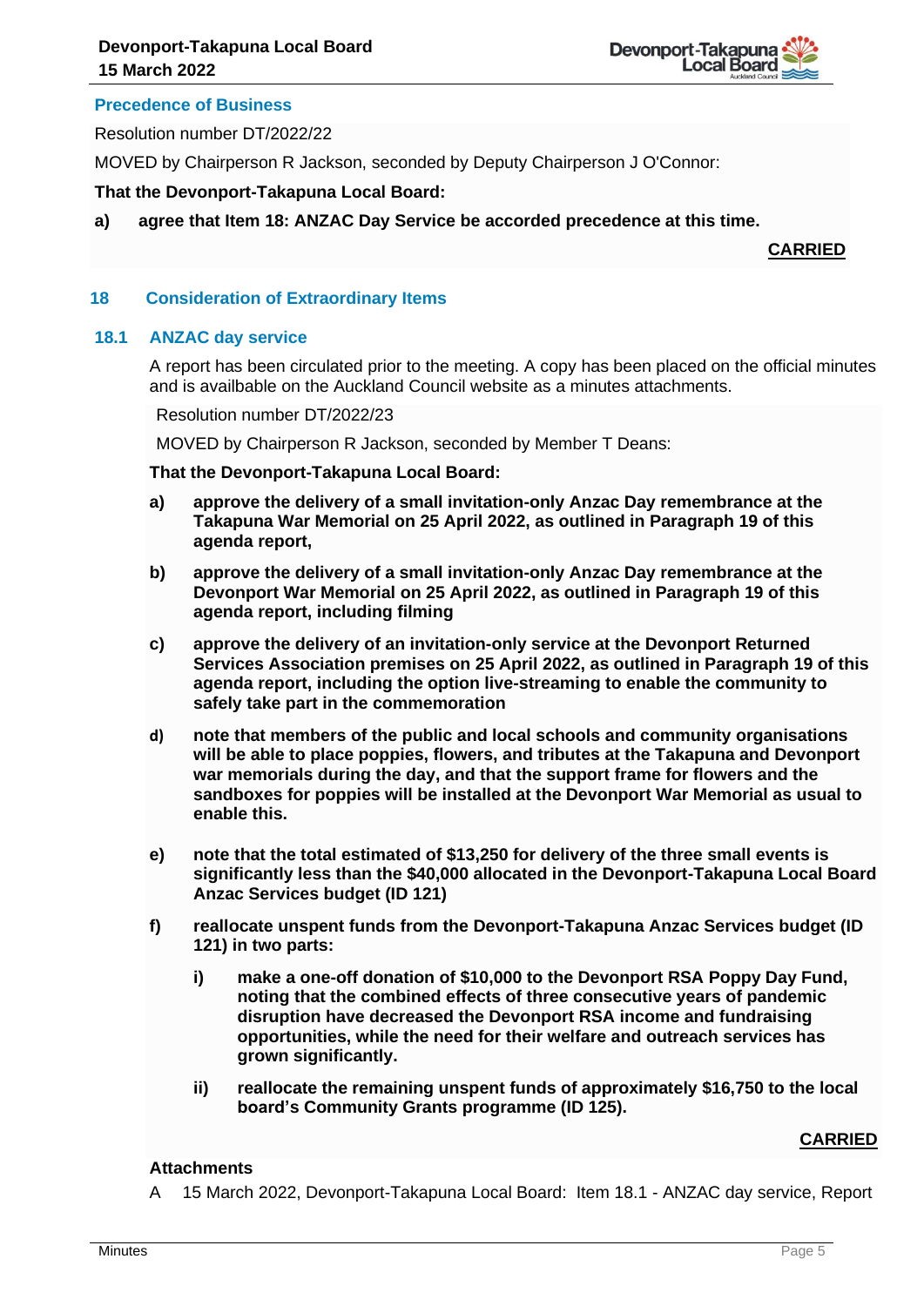### Precedence of Business

Resolution number DT/2022/22

MOVED by Chairperson R Jackson, seconded by Deputy Chairperson J O'Connor:

**That the Devonport-Takapuna Local Board:**

**a) agree that Item 18: ANZAC Day Service be accorded precedence at this time.**

**CARRIED**

## 18 Consideration of Extraordinary Items

### 18.1 ANZAC day service

A report has been circulated prior to the meeting. A copy has been placed on the official minutes and is availbable on the Auckland Council website as a minutes attachments.

Resolution number DT/2022/23

MOVED by Chairperson R Jackson, seconded by Member T Deans:

**That the Devonport-Takapuna Local Board:**

**a) approve the delivery of a small invitation-only Anzac Day remembrance at the Takapuna War Memorial on 25 April 2022, as outlined in Paragraph 19 of this agenda report,**

**b) approve the delivery of a small invitation-only Anzac Day remembrance at the Devonport War Memorial on 25 April 2022, as outlined in Paragraph 19 of this agenda report, including filming**

**c) approve the delivery of an invitation-only service at the Devonport Returned Services Association premises on 25 April 2022, as outlined in Paragraph 19 of this agenda report, including the option live-streaming to enable the community to safely take part in the commemoration**

**d) note that members of the public and local schools and community organisations will be able to place poppies, flowers, and tributes at the Takapuna and Devonport war memorials during the day, and that the support frame for flowers and the sandboxes for poppies will be installed at the Devonport War Memorial as usual to enable this.**

**e) note that the total estimated of $13,250 for delivery of the three small events is significantly less than the $40,000 allocated in the Devonport-Takapuna Local Board Anzac Services budget (ID 121)**

**f) reallocate unspent funds from the Devonport-Takapuna Anzac Services budget (ID 121) in two parts:**

**i) make a one-off donation of $10,000 to the Devonport RSA Poppy Day Fund, noting that the combined effects of three consecutive years of pandemic disruption have decreased the Devonport RSA income and fundraising opportunities, while the need for their welfare and outreach services has grown significantly.**

**ii) reallocate the remaining unspent funds of approximately $16,750 to the local board's Community Grants programme (ID 125).**

**CARRIED**

**Attachments**

A 15 March 2022, Devonport-Takapuna Local Board: Item 18.1 - ANZAC day service, Report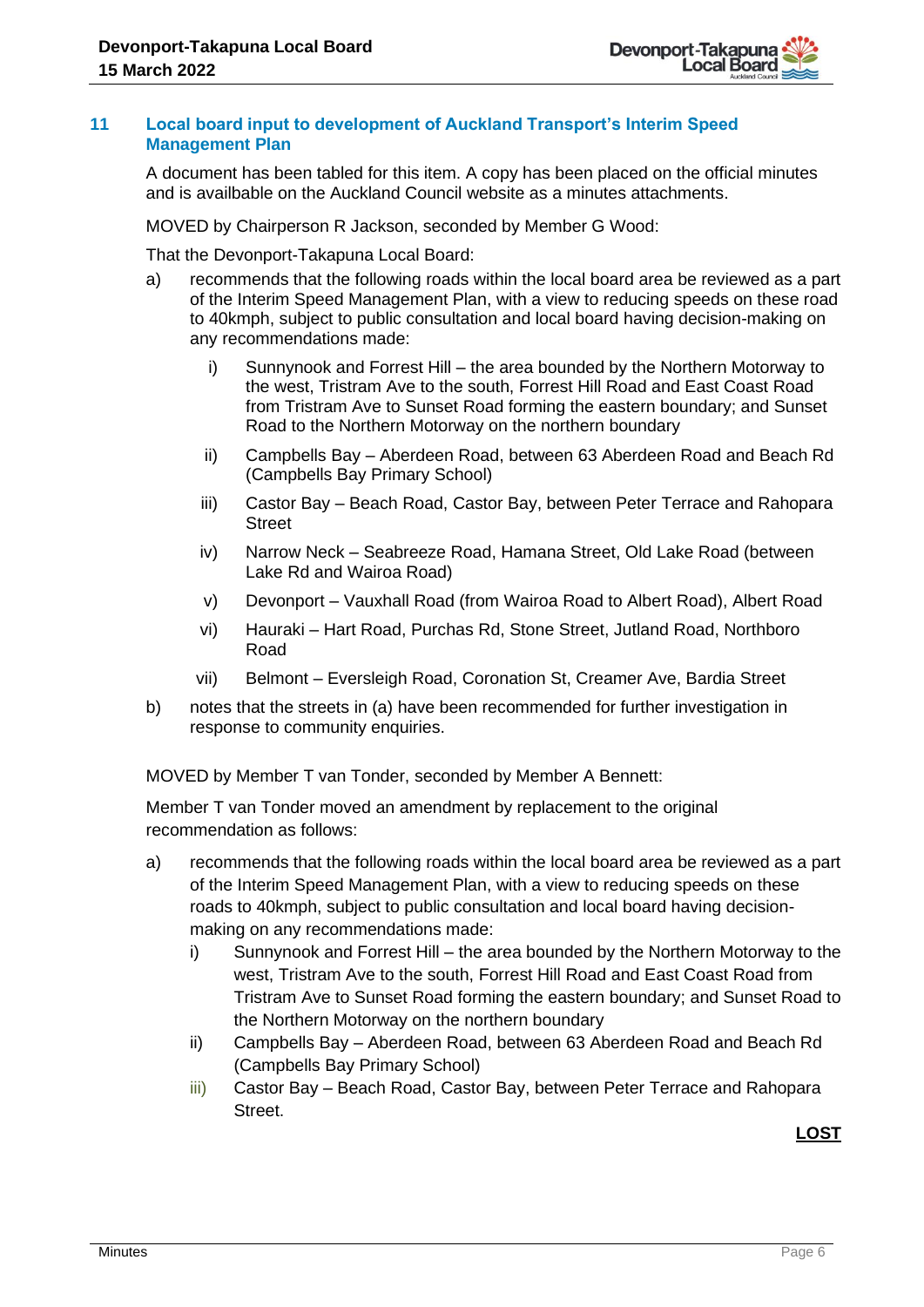## 11 Local board input to development of Auckland Transport's Interim Speed Management Plan

A document has been tabled for this item. A copy has been placed on the official minutes and is availbable on the Auckland Council website as a minutes attachments.

MOVED by Chairperson R Jackson, seconded by Member G Wood:

That the Devonport-Takapuna Local Board:

a) recommends that the following roads within the local board area be reviewed as a part of the Interim Speed Management Plan, with a view to reducing speeds on these road to 40kmph, subject to public consultation and local board having decision-making on any recommendations made:

   i) Sunnynook and Forrest Hill – the area bounded by the Northern Motorway to the west, Tristram Ave to the south, Forrest Hill Road and East Coast Road from Tristram Ave to Sunset Road forming the eastern boundary; and Sunset Road to the Northern Motorway on the northern boundary

   ii) Campbells Bay – Aberdeen Road, between 63 Aberdeen Road and Beach Rd (Campbells Bay Primary School)

   iii) Castor Bay – Beach Road, Castor Bay, between Peter Terrace and Rahopara Street

   iv) Narrow Neck – Seabreeze Road, Hamana Street, Old Lake Road (between Lake Rd and Wairoa Road)

   v) Devonport – Vauxhall Road (from Wairoa Road to Albert Road), Albert Road

   vi) Hauraki – Hart Road, Purchas Rd, Stone Street, Jutland Road, Northboro Road

   vii) Belmont – Eversleigh Road, Coronation St, Creamer Ave, Bardia Street

b) notes that the streets in (a) have been recommended for further investigation in response to community enquiries.

MOVED by Member T van Tonder, seconded by Member A Bennett:

Member T van Tonder moved an amendment by replacement to the original recommendation as follows:

a) recommends that the following roads within the local board area be reviewed as a part of the Interim Speed Management Plan, with a view to reducing speeds on these roads to 40kmph, subject to public consultation and local board having decision-making on any recommendations made:

   i) Sunnynook and Forrest Hill – the area bounded by the Northern Motorway to the west, Tristram Ave to the south, Forrest Hill Road and East Coast Road from Tristram Ave to Sunset Road forming the eastern boundary; and Sunset Road to the Northern Motorway on the northern boundary

   ii) Campbells Bay – Aberdeen Road, between 63 Aberdeen Road and Beach Rd (Campbells Bay Primary School)

   iii) Castor Bay – Beach Road, Castor Bay, between Peter Terrace and Rahopara Street.

**LOST**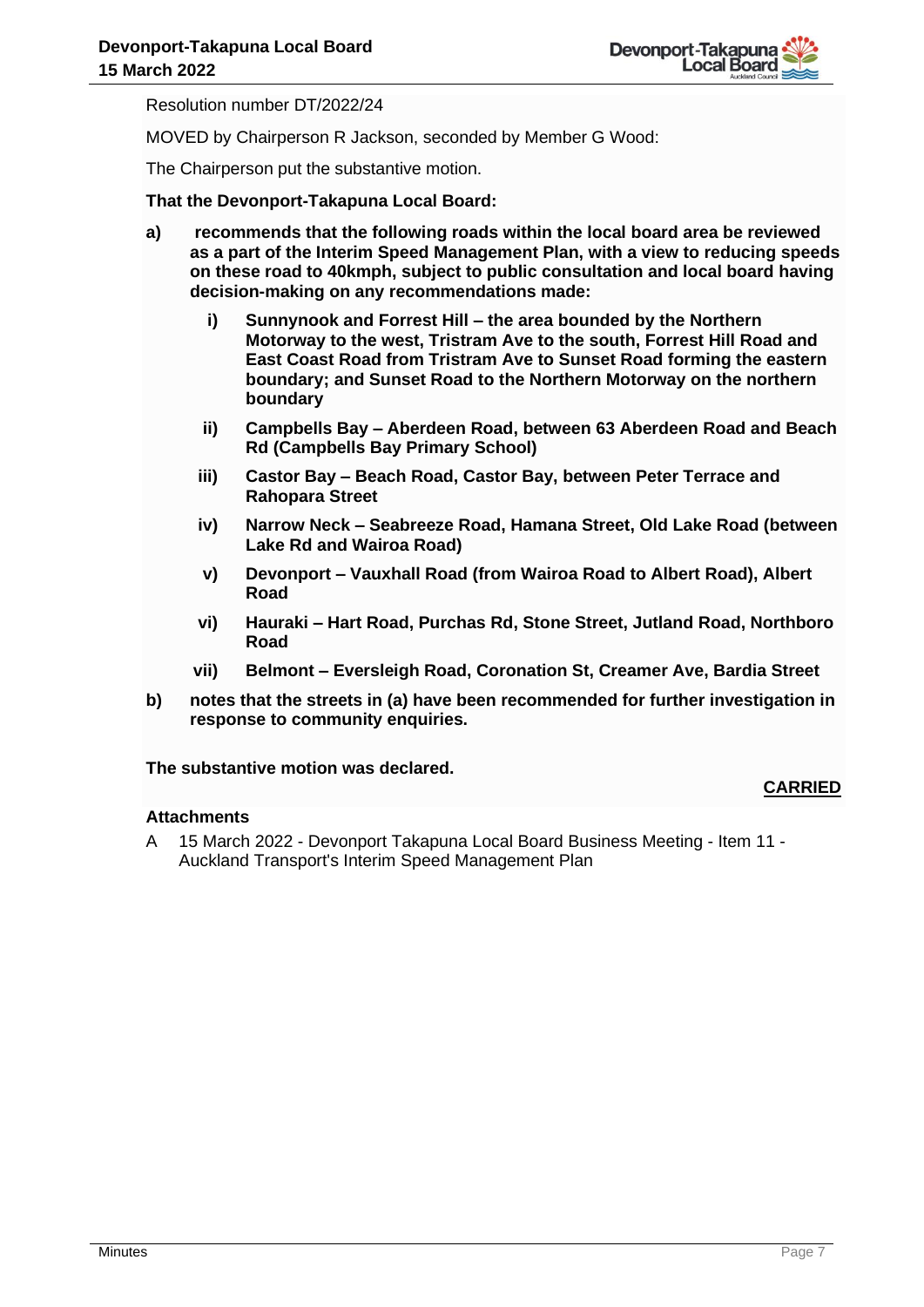Resolution number DT/2022/24

MOVED by Chairperson R Jackson, seconded by Member G Wood:

The Chairperson put the substantive motion.

**That the Devonport-Takapuna Local Board:**

**a) recommends that the following roads within the local board area be reviewed as a part of the Interim Speed Management Plan, with a view to reducing speeds on these road to 40kmph, subject to public consultation and local board having decision-making on any recommendations made:**

   **i) Sunnynook and Forrest Hill – the area bounded by the Northern Motorway to the west, Tristram Ave to the south, Forrest Hill Road and East Coast Road from Tristram Ave to Sunset Road forming the eastern boundary; and Sunset Road to the Northern Motorway on the northern boundary**

   **ii) Campbells Bay – Aberdeen Road, between 63 Aberdeen Road and Beach Rd (Campbells Bay Primary School)**

   **iii) Castor Bay – Beach Road, Castor Bay, between Peter Terrace and Rahopara Street**

   **iv) Narrow Neck – Seabreeze Road, Hamana Street, Old Lake Road (between Lake Rd and Wairoa Road)**

   **v) Devonport – Vauxhall Road (from Wairoa Road to Albert Road), Albert Road**

   **vi) Hauraki – Hart Road, Purchas Rd, Stone Street, Jutland Road, Northboro Road**

   **vii) Belmont – Eversleigh Road, Coronation St, Creamer Ave, Bardia Street**

**b) notes that the streets in (a) have been recommended for further investigation in response to community enquiries.**

**The substantive motion was declared.**

**CARRIED**

**Attachments**

A 15 March 2022 - Devonport Takapuna Local Board Business Meeting - Item 11 - Auckland Transport's Interim Speed Management Plan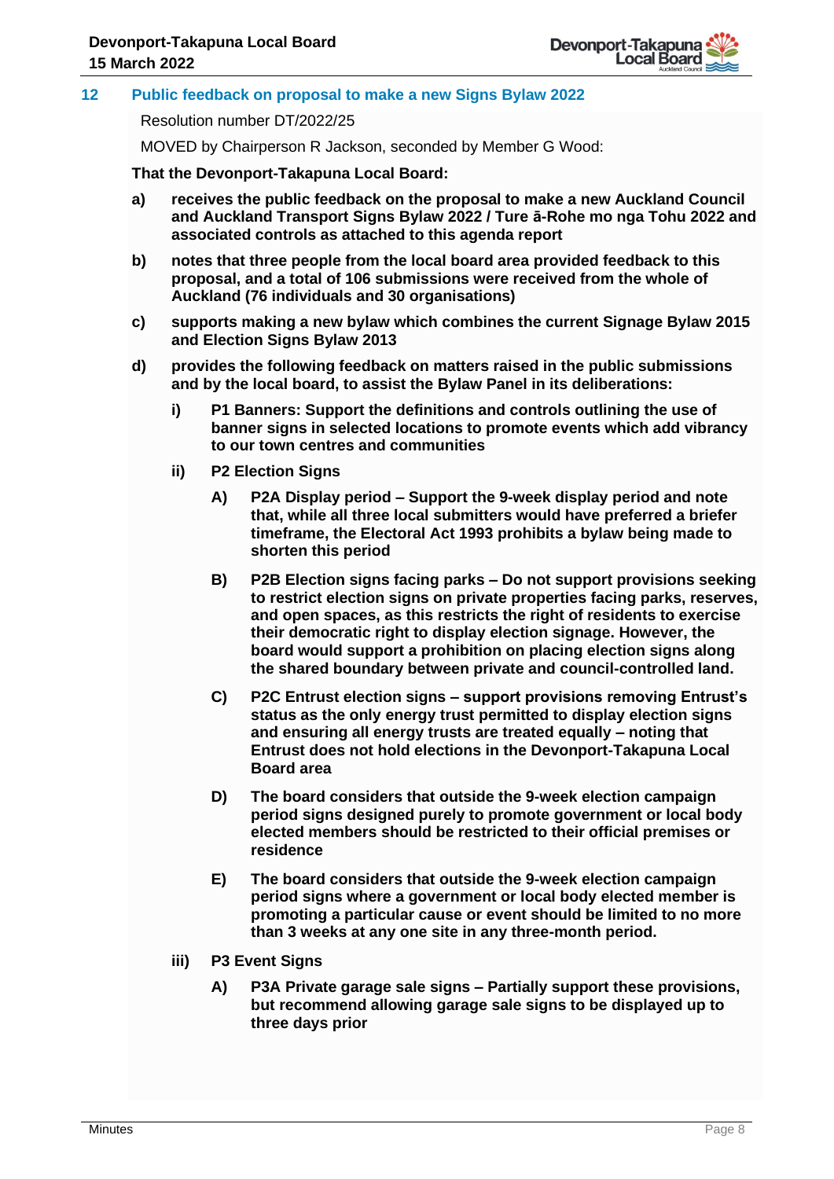## 12 Public feedback on proposal to make a new Signs Bylaw 2022

Resolution number DT/2022/25

MOVED by Chairperson R Jackson, seconded by Member G Wood:

**That the Devonport-Takapuna Local Board:**

**a) receives the public feedback on the proposal to make a new Auckland Council and Auckland Transport Signs Bylaw 2022 / Ture ā-Rohe mo nga Tohu 2022 and associated controls as attached to this agenda report**

**b) notes that three people from the local board area provided feedback to this proposal, and a total of 106 submissions were received from the whole of Auckland (76 individuals and 30 organisations)**

**c) supports making a new bylaw which combines the current Signage Bylaw 2015 and Election Signs Bylaw 2013**

**d) provides the following feedback on matters raised in the public submissions and by the local board, to assist the Bylaw Panel in its deliberations:**

**i) P1 Banners: Support the definitions and controls outlining the use of banner signs in selected locations to promote events which add vibrancy to our town centres and communities**

**ii) P2 Election Signs**

**A) P2A Display period – Support the 9-week display period and note that, while all three local submitters would have preferred a briefer timeframe, the Electoral Act 1993 prohibits a bylaw being made to shorten this period**

**B) P2B Election signs facing parks – Do not support provisions seeking to restrict election signs on private properties facing parks, reserves, and open spaces, as this restricts the right of residents to exercise their democratic right to display election signage. However, the board would support a prohibition on placing election signs along the shared boundary between private and council-controlled land.**

**C) P2C Entrust election signs – support provisions removing Entrust's status as the only energy trust permitted to display election signs and ensuring all energy trusts are treated equally – noting that Entrust does not hold elections in the Devonport-Takapuna Local Board area**

**D) The board considers that outside the 9-week election campaign period signs designed purely to promote government or local body elected members should be restricted to their official premises or residence**

**E) The board considers that outside the 9-week election campaign period signs where a government or local body elected member is promoting a particular cause or event should be limited to no more than 3 weeks at any one site in any three-month period.**

**iii) P3 Event Signs**

**A) P3A Private garage sale signs – Partially support these provisions, but recommend allowing garage sale signs to be displayed up to three days prior**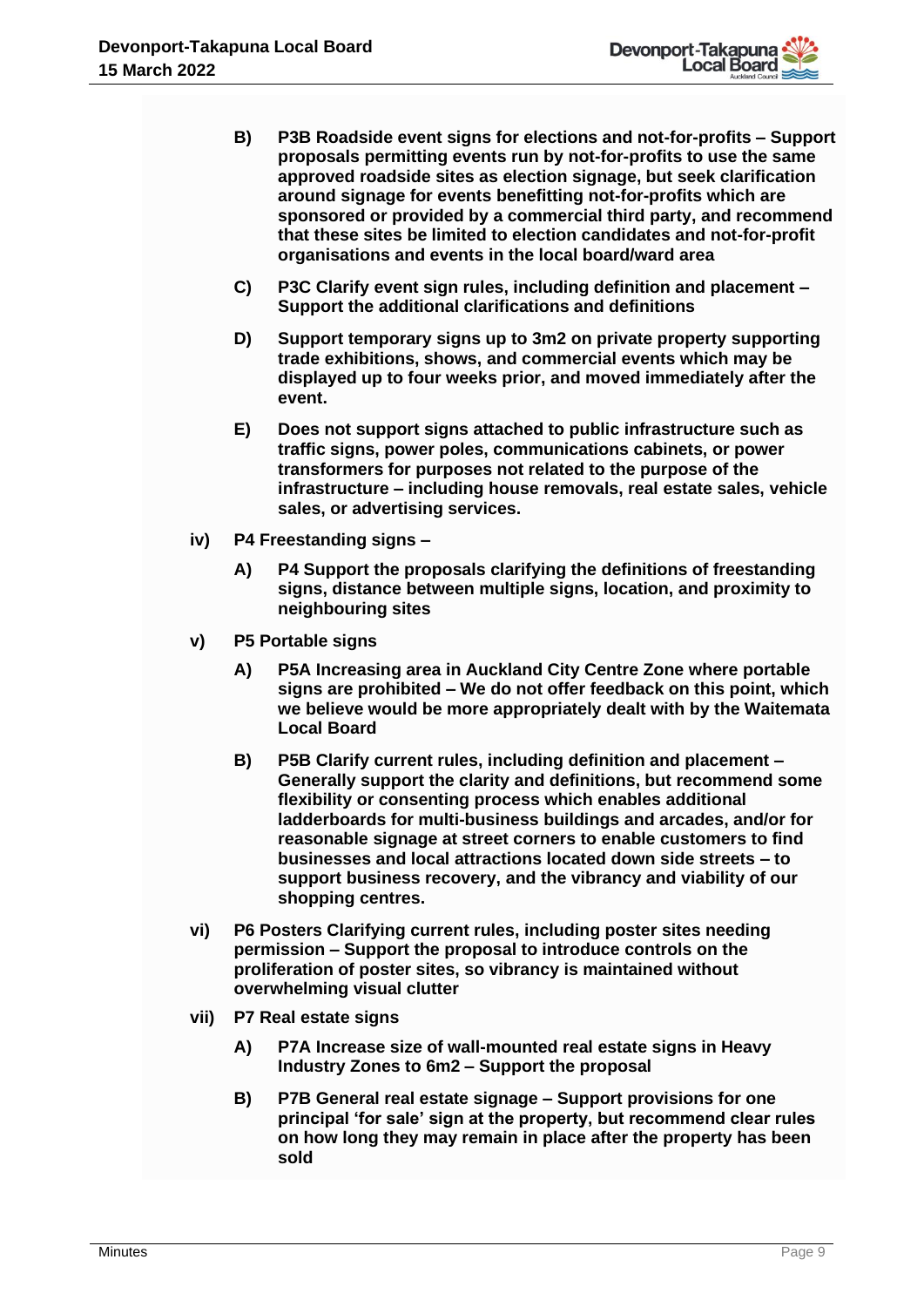- **B) P3B Roadside event signs for elections and not-for-profits – Support proposals permitting events run by not-for-profits to use the same approved roadside sites as election signage, but seek clarification around signage for events benefitting not-for-profits which are sponsored or provided by a commercial third party, and recommend that these sites be limited to election candidates and not-for-profit organisations and events in the local board/ward area**

- **C) P3C Clarify event sign rules, including definition and placement – Support the additional clarifications and definitions**

- **D) Support temporary signs up to 3m2 on private property supporting trade exhibitions, shows, and commercial events which may be displayed up to four weeks prior, and moved immediately after the event.**

- **E) Does not support signs attached to public infrastructure such as traffic signs, power poles, communications cabinets, or power transformers for purposes not related to the purpose of the infrastructure – including house removals, real estate sales, vehicle sales, or advertising services.**

**iv) P4 Freestanding signs –**

- **A) P4 Support the proposals clarifying the definitions of freestanding signs, distance between multiple signs, location, and proximity to neighbouring sites**

**v) P5 Portable signs**

- **A) P5A Increasing area in Auckland City Centre Zone where portable signs are prohibited – We do not offer feedback on this point, which we believe would be more appropriately dealt with by the Waitemata Local Board**

- **B) P5B Clarify current rules, including definition and placement – Generally support the clarity and definitions, but recommend some flexibility or consenting process which enables additional ladderboards for multi-business buildings and arcades, and/or for reasonable signage at street corners to enable customers to find businesses and local attractions located down side streets – to support business recovery, and the vibrancy and viability of our shopping centres.**

**vi) P6 Posters Clarifying current rules, including poster sites needing permission – Support the proposal to introduce controls on the proliferation of poster sites, so vibrancy is maintained without overwhelming visual clutter**

**vii) P7 Real estate signs**

- **A) P7A Increase size of wall-mounted real estate signs in Heavy Industry Zones to 6m2 – Support the proposal**

- **B) P7B General real estate signage – Support provisions for one principal 'for sale' sign at the property, but recommend clear rules on how long they may remain in place after the property has been sold**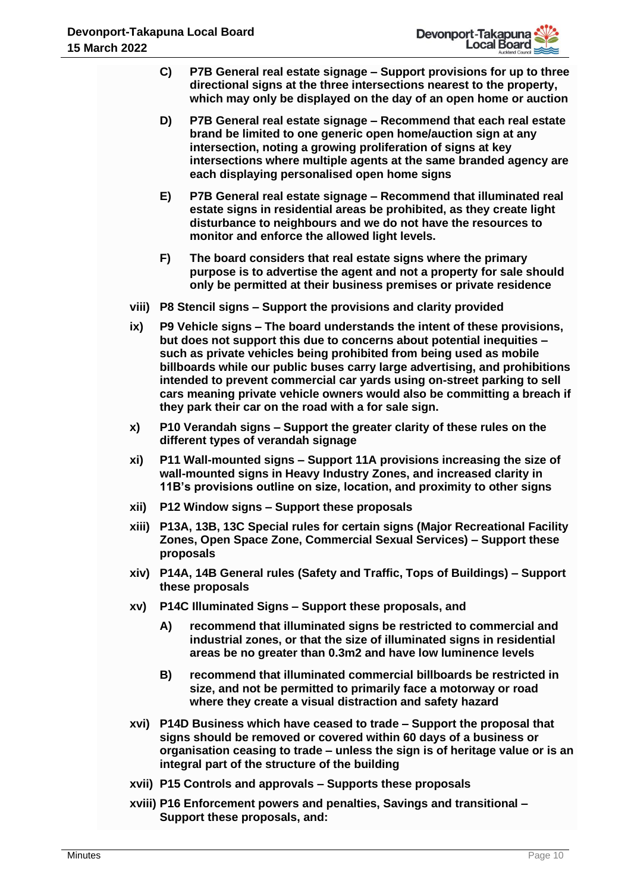**C) P7B General real estate signage – Support provisions for up to three directional signs at the three intersections nearest to the property, which may only be displayed on the day of an open home or auction**

**D) P7B General real estate signage – Recommend that each real estate brand be limited to one generic open home/auction sign at any intersection, noting a growing proliferation of signs at key intersections where multiple agents at the same branded agency are each displaying personalised open home signs**

**E) P7B General real estate signage – Recommend that illuminated real estate signs in residential areas be prohibited, as they create light disturbance to neighbours and we do not have the resources to monitor and enforce the allowed light levels.**

**F) The board considers that real estate signs where the primary purpose is to advertise the agent and not a property for sale should only be permitted at their business premises or private residence**

**viii) P8 Stencil signs – Support the provisions and clarity provided**

**ix) P9 Vehicle signs – The board understands the intent of these provisions, but does not support this due to concerns about potential inequities – such as private vehicles being prohibited from being used as mobile billboards while our public buses carry large advertising, and prohibitions intended to prevent commercial car yards using on-street parking to sell cars meaning private vehicle owners would also be committing a breach if they park their car on the road with a for sale sign.**

**x) P10 Verandah signs – Support the greater clarity of these rules on the different types of verandah signage**

**xi) P11 Wall-mounted signs – Support 11A provisions increasing the size of wall-mounted signs in Heavy Industry Zones, and increased clarity in 11B's provisions outline on size, location, and proximity to other signs**

**xii) P12 Window signs – Support these proposals**

**xiii) P13A, 13B, 13C Special rules for certain signs (Major Recreational Facility Zones, Open Space Zone, Commercial Sexual Services) – Support these proposals**

**xiv) P14A, 14B General rules (Safety and Traffic, Tops of Buildings) – Support these proposals**

**xv) P14C Illuminated Signs – Support these proposals, and**

**A) recommend that illuminated signs be restricted to commercial and industrial zones, or that the size of illuminated signs in residential areas be no greater than 0.3m2 and have low luminence levels**

**B) recommend that illuminated commercial billboards be restricted in size, and not be permitted to primarily face a motorway or road where they create a visual distraction and safety hazard**

**xvi) P14D Business which have ceased to trade – Support the proposal that signs should be removed or covered within 60 days of a business or organisation ceasing to trade – unless the sign is of heritage value or is an integral part of the structure of the building**

**xvii) P15 Controls and approvals – Supports these proposals**

**xviii) P16 Enforcement powers and penalties, Savings and transitional – Support these proposals, and:**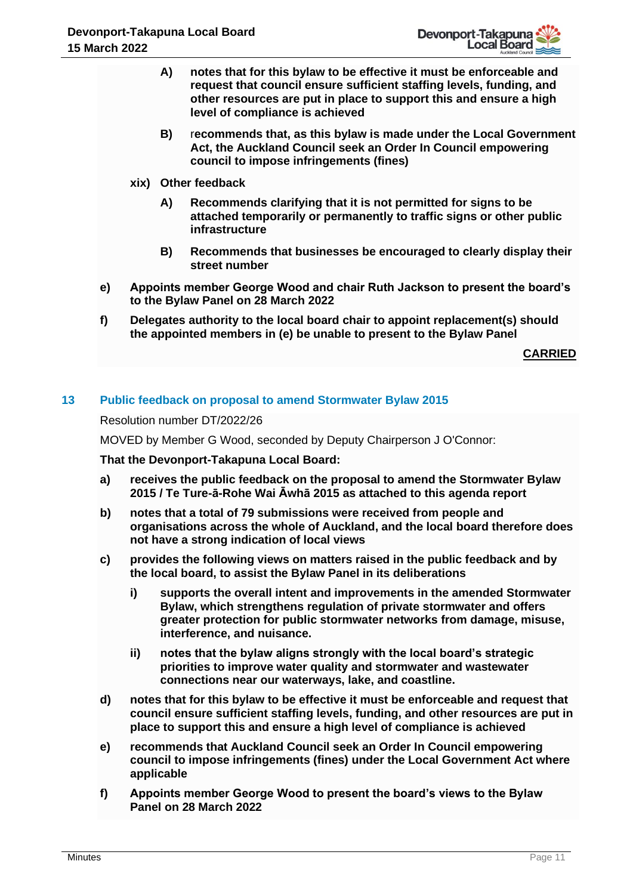**A) notes that for this bylaw to be effective it must be enforceable and request that council ensure sufficient staffing levels, funding, and other resources are put in place to support this and ensure a high level of compliance is achieved**

**B) recommends that, as this bylaw is made under the Local Government Act, the Auckland Council seek an Order In Council empowering council to impose infringements (fines)**

**xix) Other feedback**

**A) Recommends clarifying that it is not permitted for signs to be attached temporarily or permanently to traffic signs or other public infrastructure**

**B) Recommends that businesses be encouraged to clearly display their street number**

**e) Appoints member George Wood and chair Ruth Jackson to present the board's to the Bylaw Panel on 28 March 2022**

**f) Delegates authority to the local board chair to appoint replacement(s) should the appointed members in (e) be unable to present to the Bylaw Panel**

**<u>CARRIED</u>**

## 13 Public feedback on proposal to amend Stormwater Bylaw 2015

Resolution number DT/2022/26

MOVED by Member G Wood, seconded by Deputy Chairperson J O'Connor:

**That the Devonport-Takapuna Local Board:**

**a) receives the public feedback on the proposal to amend the Stormwater Bylaw 2015 / Te Ture-ā-Rohe Wai Āwhā 2015 as attached to this agenda report**

**b) notes that a total of 79 submissions were received from people and organisations across the whole of Auckland, and the local board therefore does not have a strong indication of local views**

**c) provides the following views on matters raised in the public feedback and by the local board, to assist the Bylaw Panel in its deliberations**

**i) supports the overall intent and improvements in the amended Stormwater Bylaw, which strengthens regulation of private stormwater and offers greater protection for public stormwater networks from damage, misuse, interference, and nuisance.**

**ii) notes that the bylaw aligns strongly with the local board's strategic priorities to improve water quality and stormwater and wastewater connections near our waterways, lake, and coastline.**

**d) notes that for this bylaw to be effective it must be enforceable and request that council ensure sufficient staffing levels, funding, and other resources are put in place to support this and ensure a high level of compliance is achieved**

**e) recommends that Auckland Council seek an Order In Council empowering council to impose infringements (fines) under the Local Government Act where applicable**

**f) Appoints member George Wood to present the board's views to the Bylaw Panel on 28 March 2022**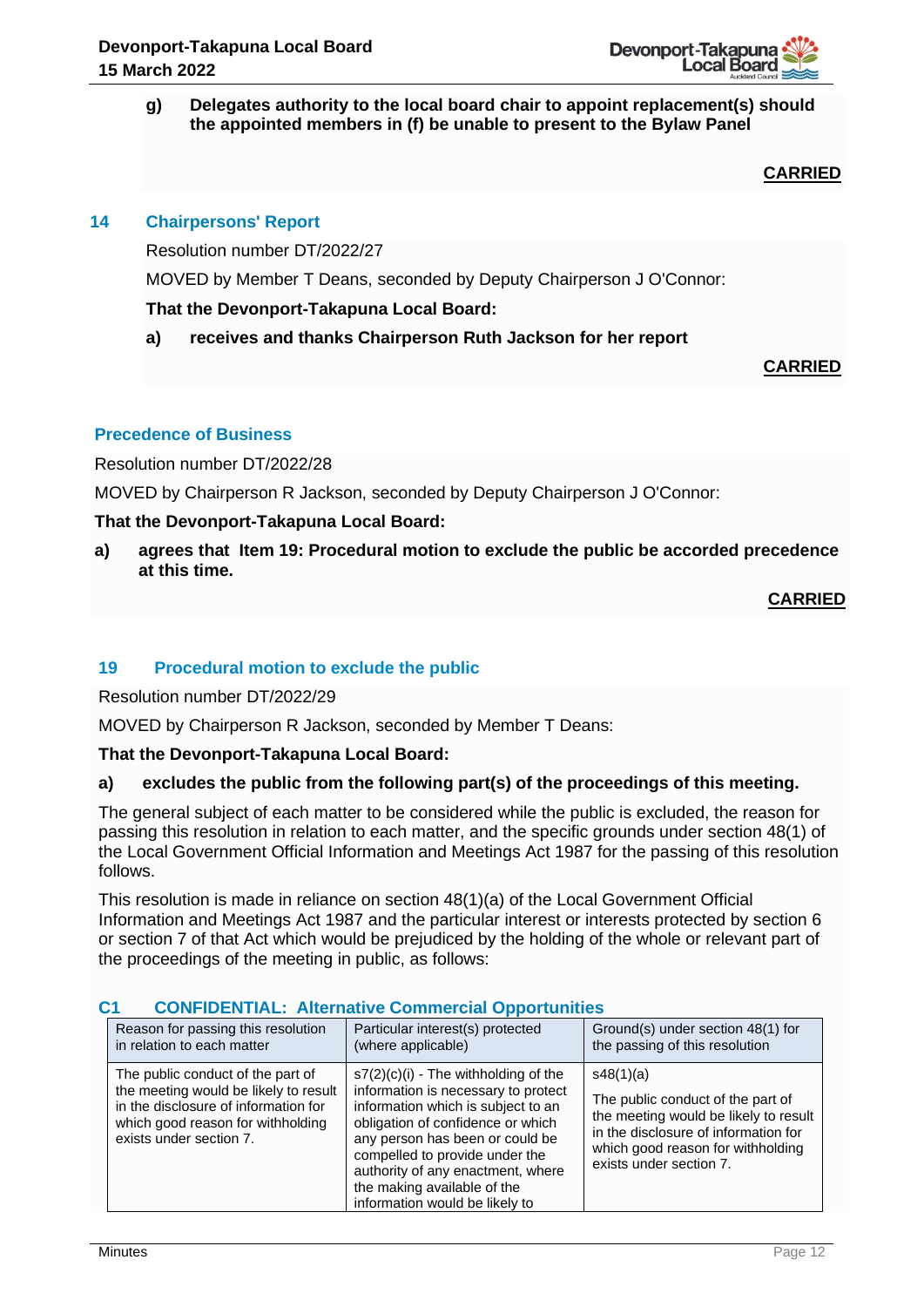**g) Delegates authority to the local board chair to appoint replacement(s) should the appointed members in (f) be unable to present to the Bylaw Panel**

**CARRIED**

## 14 Chairpersons' Report

Resolution number DT/2022/27

MOVED by Member T Deans, seconded by Deputy Chairperson J O'Connor:

**That the Devonport-Takapuna Local Board:**

**a) receives and thanks Chairperson Ruth Jackson for her report**

**CARRIED**

## Precedence of Business

Resolution number DT/2022/28

MOVED by Chairperson R Jackson, seconded by Deputy Chairperson J O'Connor:

**That the Devonport-Takapuna Local Board:**

**a) agrees that Item 19: Procedural motion to exclude the public be accorded precedence at this time.**

**CARRIED**

## 19 Procedural motion to exclude the public

Resolution number DT/2022/29

MOVED by Chairperson R Jackson, seconded by Member T Deans:

**That the Devonport-Takapuna Local Board:**

**a) excludes the public from the following part(s) of the proceedings of this meeting.**

The general subject of each matter to be considered while the public is excluded, the reason for passing this resolution in relation to each matter, and the specific grounds under section 48(1) of the Local Government Official Information and Meetings Act 1987 for the passing of this resolution follows.

This resolution is made in reliance on section 48(1)(a) of the Local Government Official Information and Meetings Act 1987 and the particular interest or interests protected by section 6 or section 7 of that Act which would be prejudiced by the holding of the whole or relevant part of the proceedings of the meeting in public, as follows:

### C1 CONFIDENTIAL: Alternative Commercial Opportunities

| Reason for passing this resolution in relation to each matter | Particular interest(s) protected (where applicable) | Ground(s) under section 48(1) for the passing of this resolution |
| --- | --- | --- |
| The public conduct of the part of the meeting would be likely to result in the disclosure of information for which good reason for withholding exists under section 7. | s7(2)(c)(i) - The withholding of the information is necessary to protect information which is subject to an obligation of confidence or which any person has been or could be compelled to provide under the authority of any enactment, where the making available of the information would be likely to | s48(1)(a)<br><br>The public conduct of the part of the meeting would be likely to result in the disclosure of information for which good reason for withholding exists under section 7. |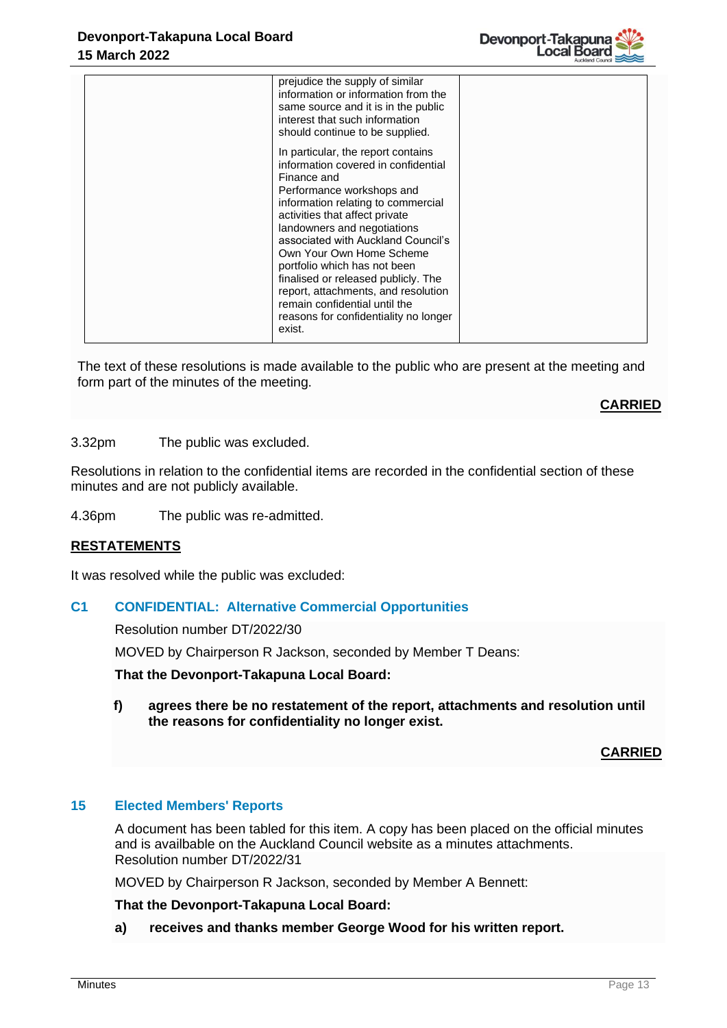| | | |
|---|---|---|
| | prejudice the supply of similar information or information from the same source and it is in the public interest that such information should continue to be supplied.<br><br>In particular, the report contains information covered in confidential Finance and Performance workshops and information relating to commercial activities that affect private landowners and negotiations associated with Auckland Council's Own Your Own Home Scheme portfolio which has not been finalised or released publicly. The report, attachments, and resolution remain confidential until the reasons for confidentiality no longer exist. | |

The text of these resolutions is made available to the public who are present at the meeting and form part of the minutes of the meeting.

**CARRIED**

3.32pm The public was excluded.

Resolutions in relation to the confidential items are recorded in the confidential section of these minutes and are not publicly available.

4.36pm The public was re-admitted.

**RESTATEMENTS**

It was resolved while the public was excluded:

## C1 CONFIDENTIAL: Alternative Commercial Opportunities

Resolution number DT/2022/30

MOVED by Chairperson R Jackson, seconded by Member T Deans:

**That the Devonport-Takapuna Local Board:**

**f) agrees there be no restatement of the report, attachments and resolution until the reasons for confidentiality no longer exist.**

**CARRIED**

## 15 Elected Members' Reports

A document has been tabled for this item. A copy has been placed on the official minutes and is availbable on the Auckland Council website as a minutes attachments.
Resolution number DT/2022/31

MOVED by Chairperson R Jackson, seconded by Member A Bennett:

**That the Devonport-Takapuna Local Board:**

**a) receives and thanks member George Wood for his written report.**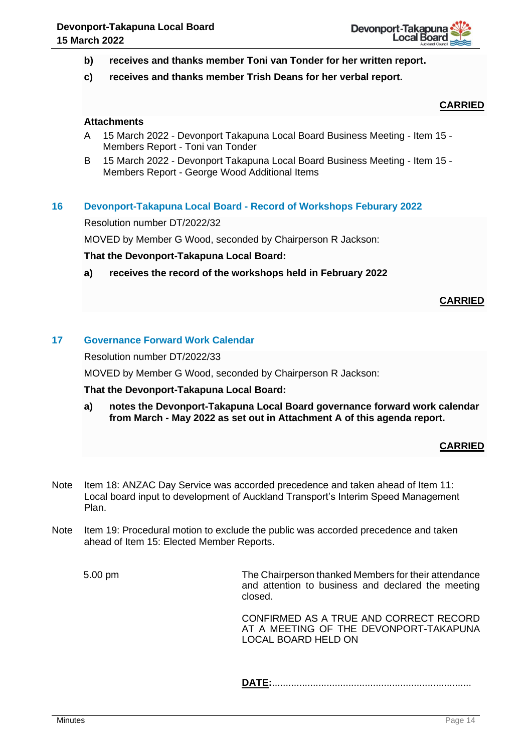**b) receives and thanks member Toni van Tonder for her written report.**

**c) receives and thanks member Trish Deans for her verbal report.**

**CARRIED**

**Attachments**

A 15 March 2022 - Devonport Takapuna Local Board Business Meeting - Item 15 - Members Report - Toni van Tonder

B 15 March 2022 - Devonport Takapuna Local Board Business Meeting - Item 15 - Members Report - George Wood Additional Items

## 16 Devonport-Takapuna Local Board - Record of Workshops Feburary 2022

Resolution number DT/2022/32

MOVED by Member G Wood, seconded by Chairperson R Jackson:

**That the Devonport-Takapuna Local Board:**

**a) receives the record of the workshops held in February 2022**

**CARRIED**

## 17 Governance Forward Work Calendar

Resolution number DT/2022/33

MOVED by Member G Wood, seconded by Chairperson R Jackson:

**That the Devonport-Takapuna Local Board:**

**a) notes the Devonport-Takapuna Local Board governance forward work calendar from March - May 2022 as set out in Attachment A of this agenda report.**

**CARRIED**

Note Item 18: ANZAC Day Service was accorded precedence and taken ahead of Item 11: Local board input to development of Auckland Transport's Interim Speed Management Plan.

Note Item 19: Procedural motion to exclude the public was accorded precedence and taken ahead of Item 15: Elected Member Reports.

5.00 pm The Chairperson thanked Members for their attendance and attention to business and declared the meeting closed.

CONFIRMED AS A TRUE AND CORRECT RECORD AT A MEETING OF THE DEVONPORT-TAKAPUNA LOCAL BOARD HELD ON

**DATE:**.........................................................................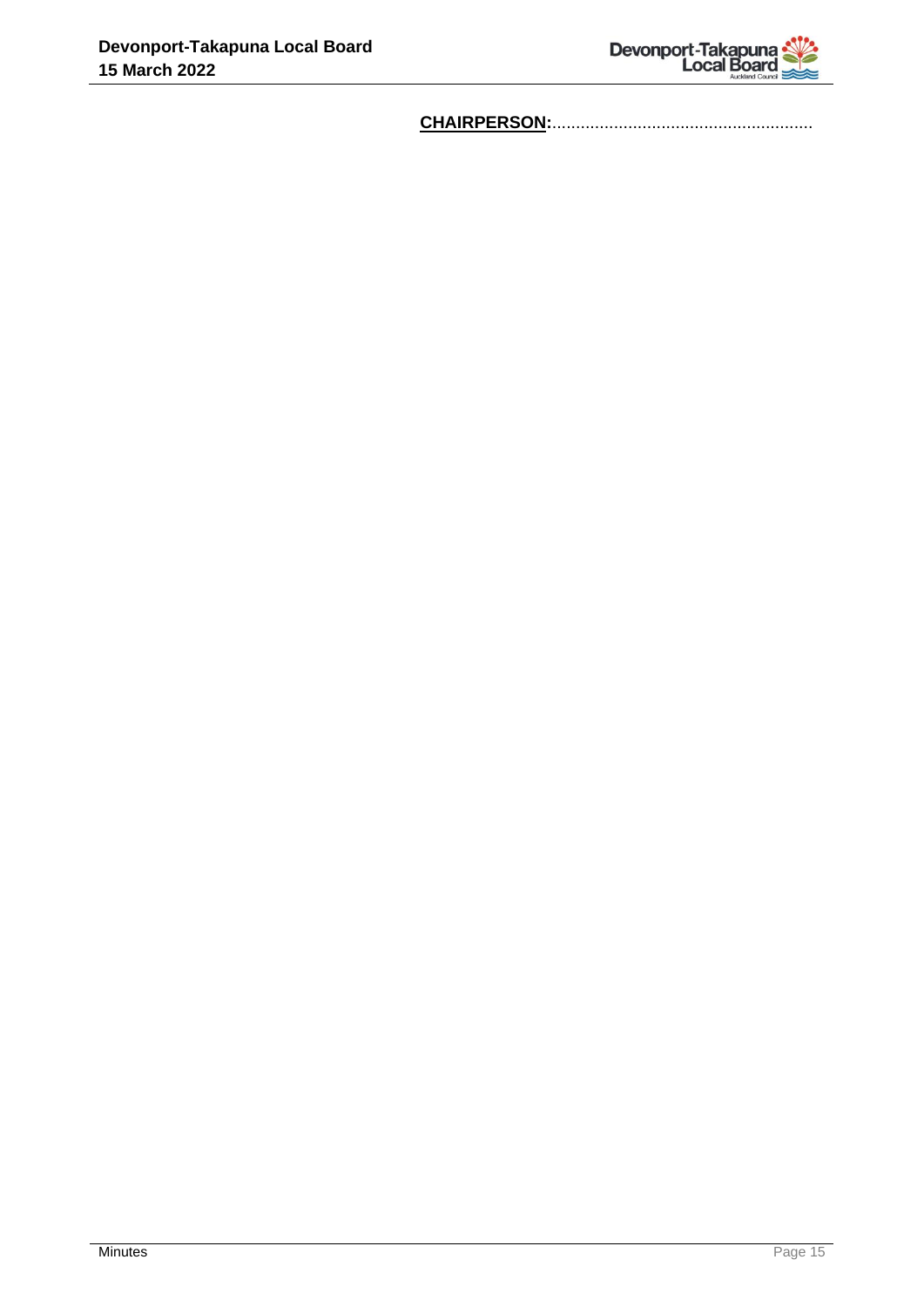**CHAIRPERSON:**........................................................